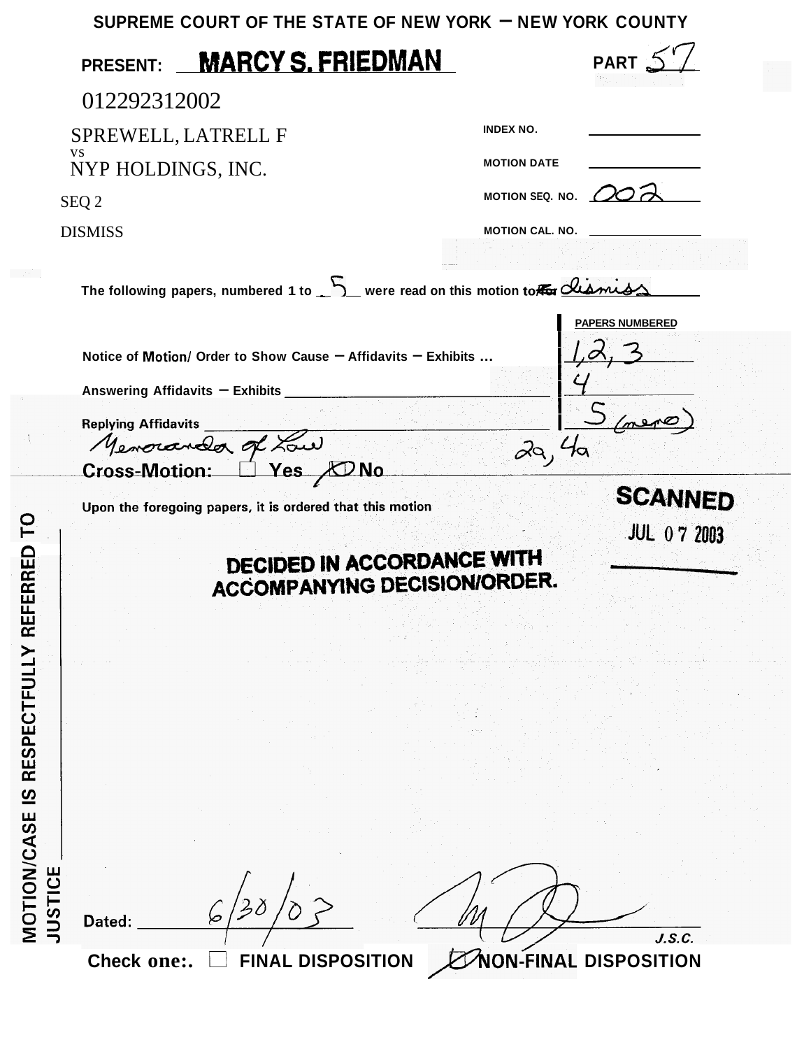SUPREME COURT OF THE STATE OF NEW YORK – NEW YORK COUNTY

PRESENT: **MARCY S. FRIEDMAN** PART 57

012292312002

SPREWELL, LATRELL F
VS
NYP HOLDINGS, INC.

SEQ 2

DISMISS

INDEX NO. ____________

MOTION DATE ____________

MOTION SEQ. NO. 002

MOTION CAL. NO. ____________

The following papers, numbered 1 to 5 were read on this motion to/for dismiss

| | PAPERS NUMBERED |
|---|---|
| Notice of Motion/ Order to Show Cause – Affidavits – Exhibits ... | 1, 2, 3 |
| Answering Affidavits – Exhibits | 4 |
| Replying Affidavits | 5 (memo) |
| Memoranda of Law | 2a, 4a |

Cross-Motion: ☐ Yes ☒ No

Upon the foregoing papers, it is ordered that this motion

**SCANNED**
JUL 07 2003

**DECIDED IN ACCORDANCE WITH ACCOMPANYING DECISION/ORDER.**

MOTION/CASE IS RESPECTFULLY REFERRED TO JUSTICE ____________

Dated: 6/30/03 ____________ J.S.C.

Check one: ☐ FINAL DISPOSITION ☒ NON-FINAL DISPOSITION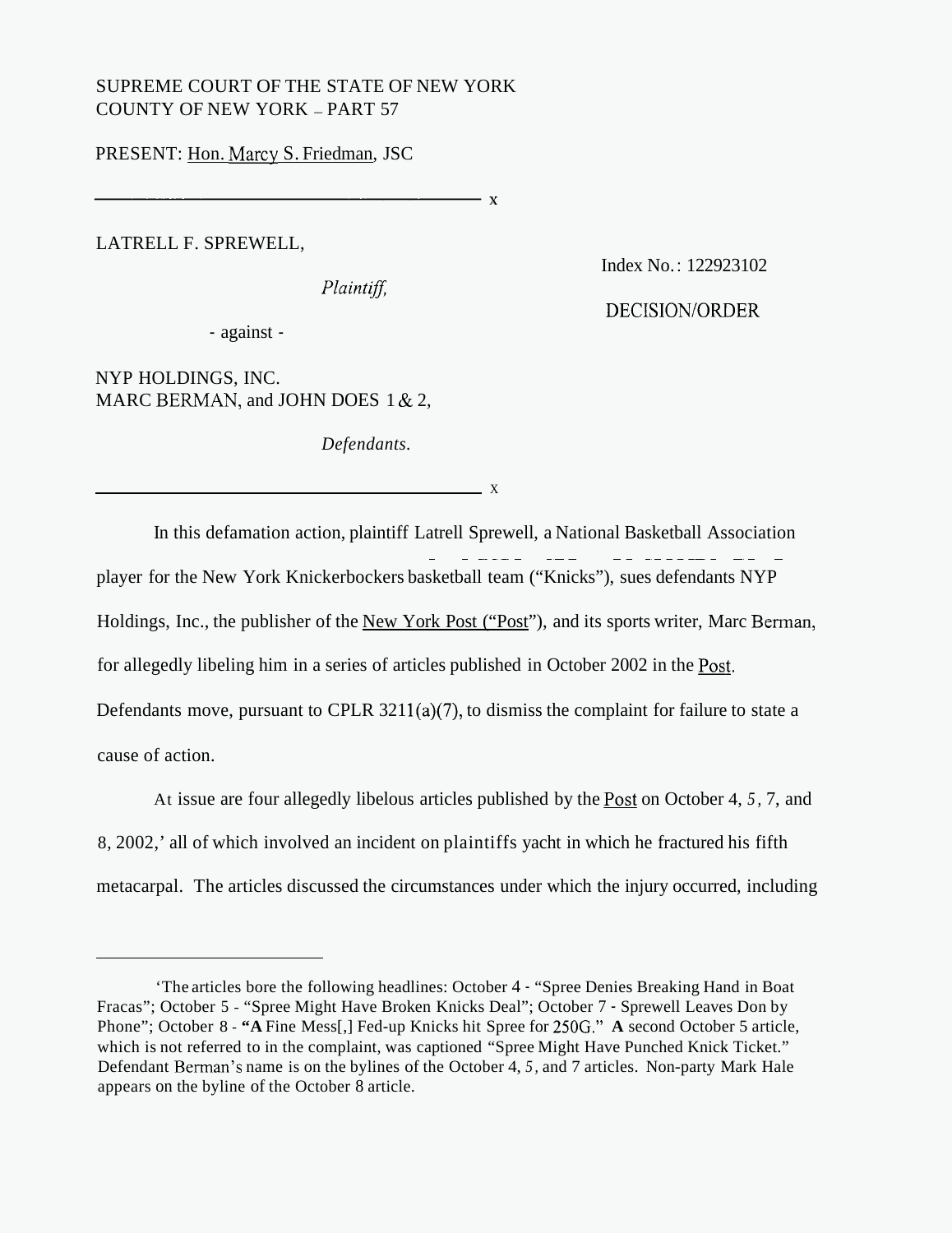SUPREME COURT OF THE STATE OF NEW YORK
COUNTY OF NEW YORK – PART 57

PRESENT: Hon. Marcy S. Friedman, JSC

---

LATRELL F. SPREWELL,

*Plaintiff,*

Index No.: 122923102

DECISION/ORDER

- against -

NYP HOLDINGS, INC.
MARC BERMAN, and JOHN DOES 1 & 2,

*Defendants.*

---

In this defamation action, plaintiff Latrell Sprewell, a National Basketball Association player for the New York Knickerbockers basketball team ("Knicks"), sues defendants NYP Holdings, Inc., the publisher of the New York Post ("Post"), and its sports writer, Marc Berman, for allegedly libeling him in a series of articles published in October 2002 in the Post. Defendants move, pursuant to CPLR 3211(a)(7), to dismiss the complaint for failure to state a cause of action.

At issue are four allegedly libelous articles published by the Post on October 4, 5, 7, and 8, 2002,[1] all of which involved an incident on plaintiffs yacht in which he fractured his fifth metacarpal. The articles discussed the circumstances under which the injury occurred, including

---

[1] The articles bore the following headlines: October 4 - "Spree Denies Breaking Hand in Boat Fracas"; October 5 - "Spree Might Have Broken Knicks Deal"; October 7 - Sprewell Leaves Don by Phone"; October 8 - "**A** Fine Mess[,] Fed-up Knicks hit Spree for 250G." **A** second October 5 article, which is not referred to in the complaint, was captioned "Spree Might Have Punched Knick Ticket." Defendant Berman's name is on the bylines of the October 4, 5, and 7 articles. Non-party Mark Hale appears on the byline of the October 8 article.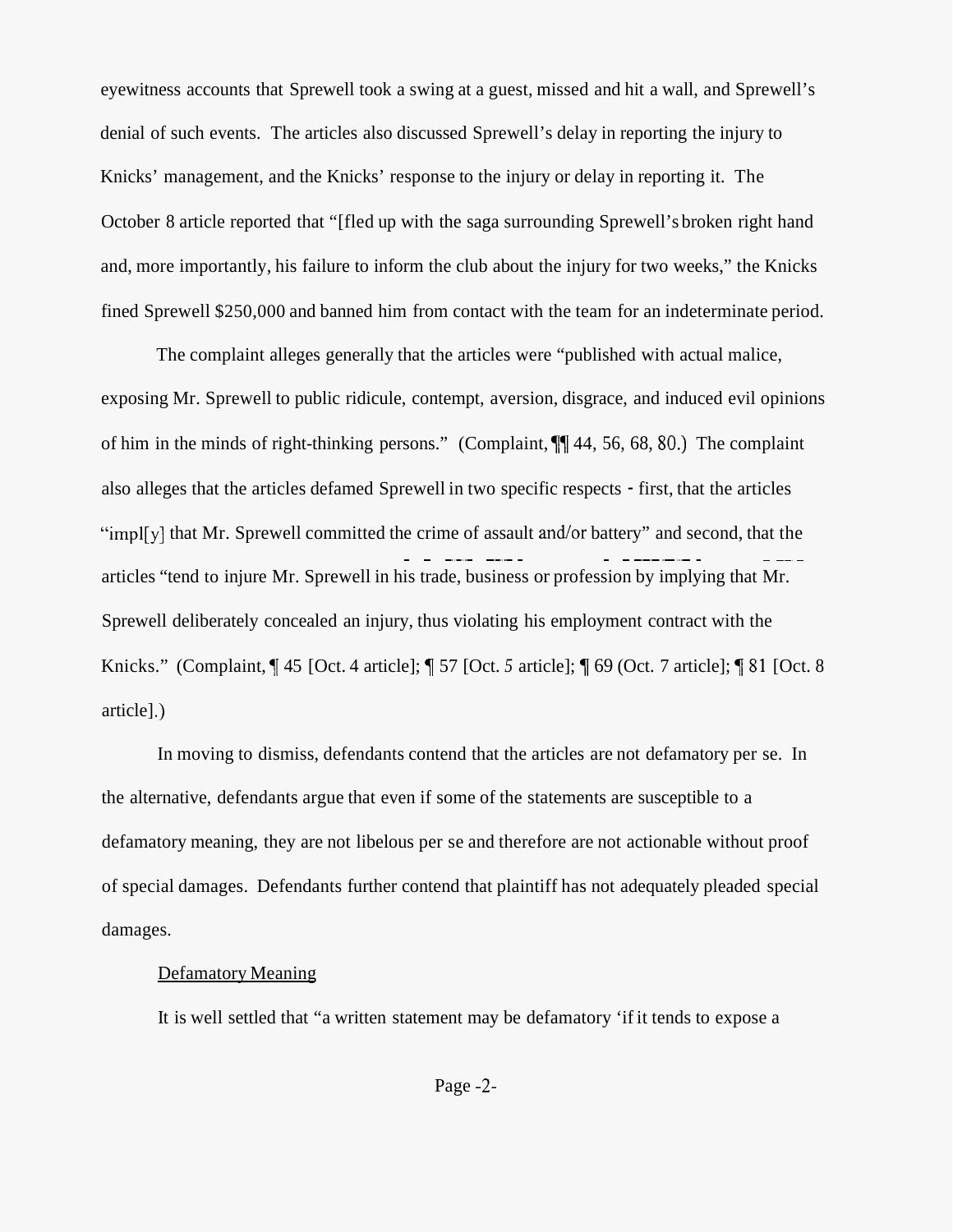eyewitness accounts that Sprewell took a swing at a guest, missed and hit a wall, and Sprewell's denial of such events. The articles also discussed Sprewell's delay in reporting the injury to Knicks' management, and the Knicks' response to the injury or delay in reporting it. The October 8 article reported that "[fled up with the saga surrounding Sprewell's broken right hand and, more importantly, his failure to inform the club about the injury for two weeks," the Knicks fined Sprewell $250,000 and banned him from contact with the team for an indeterminate period.

The complaint alleges generally that the articles were "published with actual malice, exposing Mr. Sprewell to public ridicule, contempt, aversion, disgrace, and induced evil opinions of him in the minds of right-thinking persons." (Complaint, ¶¶ 44, 56, 68, 80.) The complaint also alleges that the articles defamed Sprewell in two specific respects - first, that the articles "impl[y] that Mr. Sprewell committed the crime of assault and/or battery" and second, that the articles "tend to injure Mr. Sprewell in his trade, business or profession by implying that Mr. Sprewell deliberately concealed an injury, thus violating his employment contract with the Knicks." (Complaint, ¶ 45 [Oct. 4 article]; ¶ 57 [Oct. 5 article]; ¶ 69 (Oct. 7 article]; ¶ 81 [Oct. 8 article].)

In moving to dismiss, defendants contend that the articles are not defamatory per se. In the alternative, defendants argue that even if some of the statements are susceptible to a defamatory meaning, they are not libelous per se and therefore are not actionable without proof of special damages. Defendants further contend that plaintiff has not adequately pleaded special damages.

<u>Defamatory Meaning</u>

It is well settled that "a written statement may be defamatory 'if it tends to expose a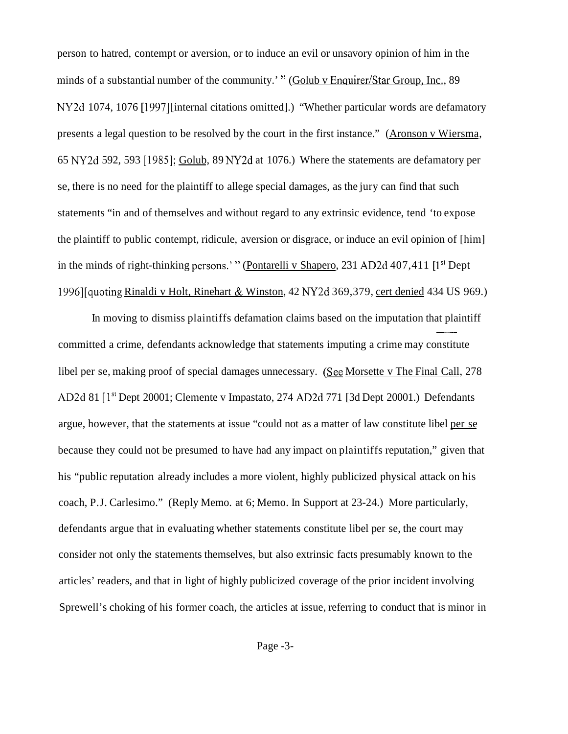person to hatred, contempt or aversion, or to induce an evil or unsavory opinion of him in the minds of a substantial number of the community.' " (Golub v Enquirer/Star Group, Inc., 89 NY2d 1074, 1076 [1997][internal citations omitted].) "Whether particular words are defamatory presents a legal question to be resolved by the court in the first instance." (Aronson v Wiersma, 65 NY2d 592, 593 [1985]; Golub, 89 NY2d at 1076.) Where the statements are defamatory per se, there is no need for the plaintiff to allege special damages, as the jury can find that such statements "in and of themselves and without regard to any extrinsic evidence, tend 'to expose the plaintiff to public contempt, ridicule, aversion or disgrace, or induce an evil opinion of [him] in the minds of right-thinking persons.' " (Pontarelli v Shapero, 231 AD2d 407, 411 [1st Dept 1996][quoting Rinaldi v Holt, Rinehart & Winston, 42 NY2d 369, 379, cert denied 434 US 969.)

In moving to dismiss plaintiffs defamation claims based on the imputation that plaintiff committed a crime, defendants acknowledge that statements imputing a crime may constitute libel per se, making proof of special damages unnecessary. (See Morsette v The Final Call, 278 AD2d 81 [1st Dept 20001; Clemente v Impastato, 274 AD2d 771 [3d Dept 20001.) Defendants argue, however, that the statements at issue "could not as a matter of law constitute libel per se because they could not be presumed to have had any impact on plaintiffs reputation," given that his "public reputation already includes a more violent, highly publicized physical attack on his coach, P.J. Carlesimo." (Reply Memo. at 6; Memo. In Support at 23-24.) More particularly, defendants argue that in evaluating whether statements constitute libel per se, the court may consider not only the statements themselves, but also extrinsic facts presumably known to the articles' readers, and that in light of highly publicized coverage of the prior incident involving Sprewell's choking of his former coach, the articles at issue, referring to conduct that is minor in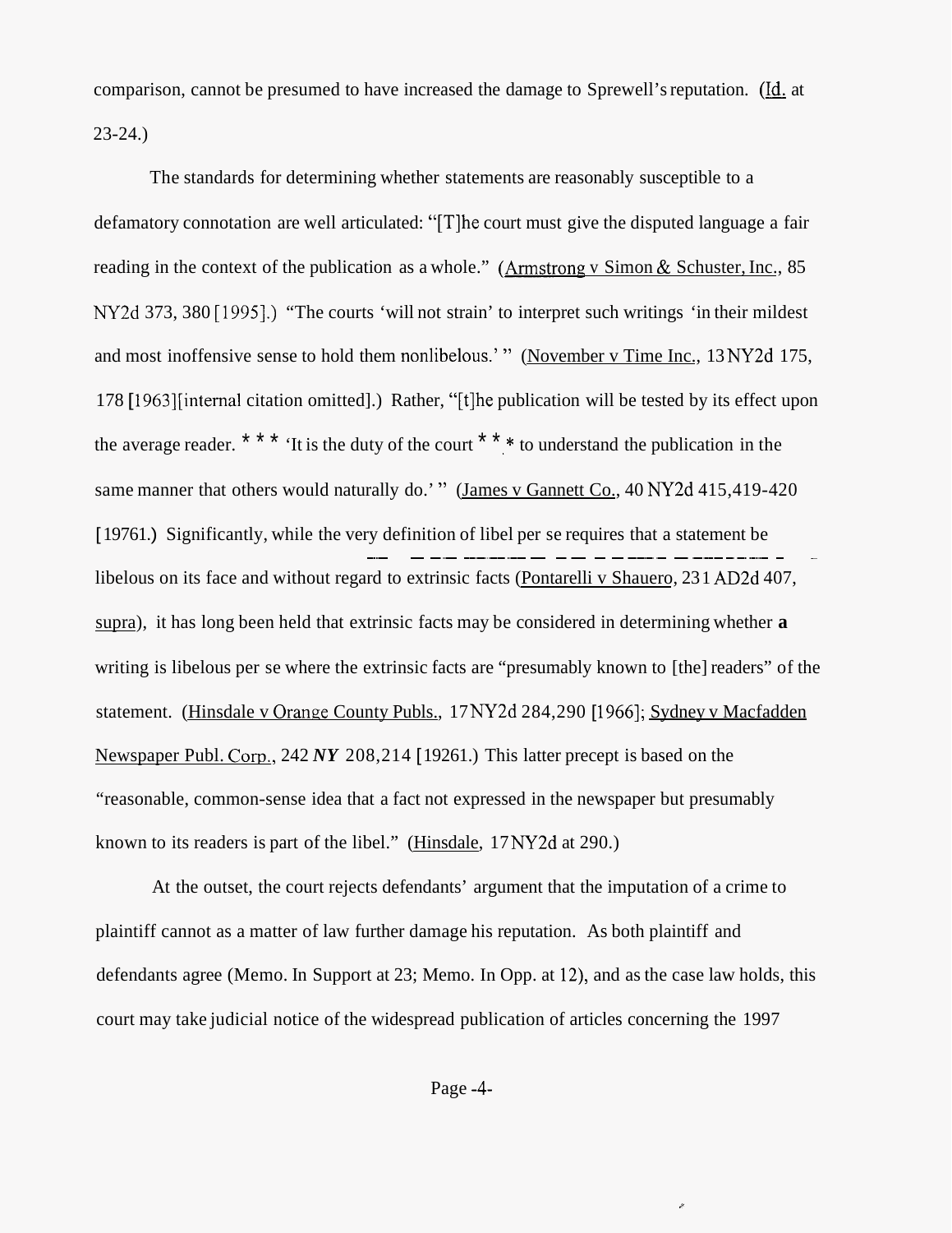comparison, cannot be presumed to have increased the damage to Sprewell's reputation. (Id. at 23-24.)

The standards for determining whether statements are reasonably susceptible to a defamatory connotation are well articulated: "[T]he court must give the disputed language a fair reading in the context of the publication as a whole." (Armstrong v Simon & Schuster, Inc., 85 NY2d 373, 380 [1995].) "The courts 'will not strain' to interpret such writings 'in their mildest and most inoffensive sense to hold them nonlibelous.' " (November v Time Inc., 13 NY2d 175, 178 [1963][internal citation omitted].) Rather, "[t]he publication will be tested by its effect upon the average reader. * * * 'It is the duty of the court * * * to understand the publication in the same manner that others would naturally do.' " (James v Gannett Co., 40 NY2d 415, 419-420 [1976].) Significantly, while the very definition of libel per se requires that a statement be libelous on its face and without regard to extrinsic facts (Pontarelli v Shauero, 231 AD2d 407, supra), it has long been held that extrinsic facts may be considered in determining whether **a** writing is libelous per se where the extrinsic facts are "presumably known to [the] readers" of the statement. (Hinsdale v Orange County Publs., 17 NY2d 284, 290 [1966]; Sydney v Macfadden Newspaper Publ. Corp., 242 *NY* 208, 214 [1926].) This latter precept is based on the "reasonable, common-sense idea that a fact not expressed in the newspaper but presumably known to its readers is part of the libel." (Hinsdale, 17 NY2d at 290.)

At the outset, the court rejects defendants' argument that the imputation of a crime to plaintiff cannot as a matter of law further damage his reputation. As both plaintiff and defendants agree (Memo. In Support at 23; Memo. In Opp. at 12), and as the case law holds, this court may take judicial notice of the widespread publication of articles concerning the 1997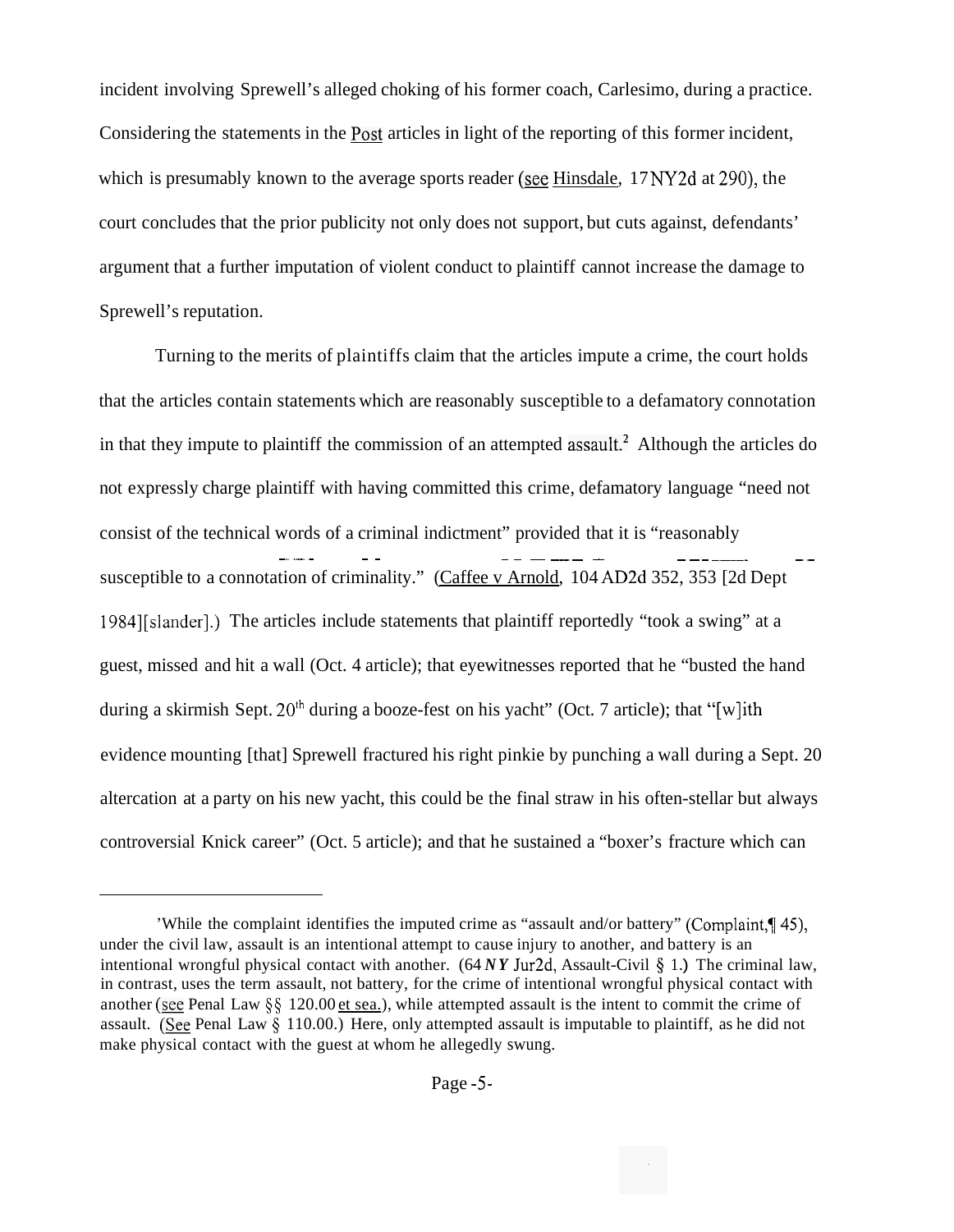incident involving Sprewell's alleged choking of his former coach, Carlesimo, during a practice. Considering the statements in the Post articles in light of the reporting of this former incident, which is presumably known to the average sports reader (see Hinsdale, 17 NY2d at 290), the court concludes that the prior publicity not only does not support, but cuts against, defendants' argument that a further imputation of violent conduct to plaintiff cannot increase the damage to Sprewell's reputation.

Turning to the merits of plaintiffs claim that the articles impute a crime, the court holds that the articles contain statements which are reasonably susceptible to a defamatory connotation in that they impute to plaintiff the commission of an attempted assault.[2] Although the articles do not expressly charge plaintiff with having committed this crime, defamatory language "need not consist of the technical words of a criminal indictment" provided that it is "reasonably susceptible to a connotation of criminality." (Caffee v Arnold, 104 AD2d 352, 353 [2d Dept 1984][slander].) The articles include statements that plaintiff reportedly "took a swing" at a guest, missed and hit a wall (Oct. 4 article); that eyewitnesses reported that he "busted the hand during a skirmish Sept. 20th during a booze-fest on his yacht" (Oct. 7 article); that "[w]ith evidence mounting [that] Sprewell fractured his right pinkie by punching a wall during a Sept. 20 altercation at a party on his new yacht, this could be the final straw in his often-stellar but always controversial Knick career" (Oct. 5 article); and that he sustained a "boxer's fracture which can

---

[2]While the complaint identifies the imputed crime as "assault and/or battery" (Complaint,¶ 45), under the civil law, assault is an intentional attempt to cause injury to another, and battery is an intentional wrongful physical contact with another. (64 *NY* Jur2d, Assault-Civil § 1.) The criminal law, in contrast, uses the term assault, not battery, for the crime of intentional wrongful physical contact with another (see Penal Law §§ 120.00 et seq.), while attempted assault is the intent to commit the crime of assault. (See Penal Law § 110.00.) Here, only attempted assault is imputable to plaintiff, as he did not make physical contact with the guest at whom he allegedly swung.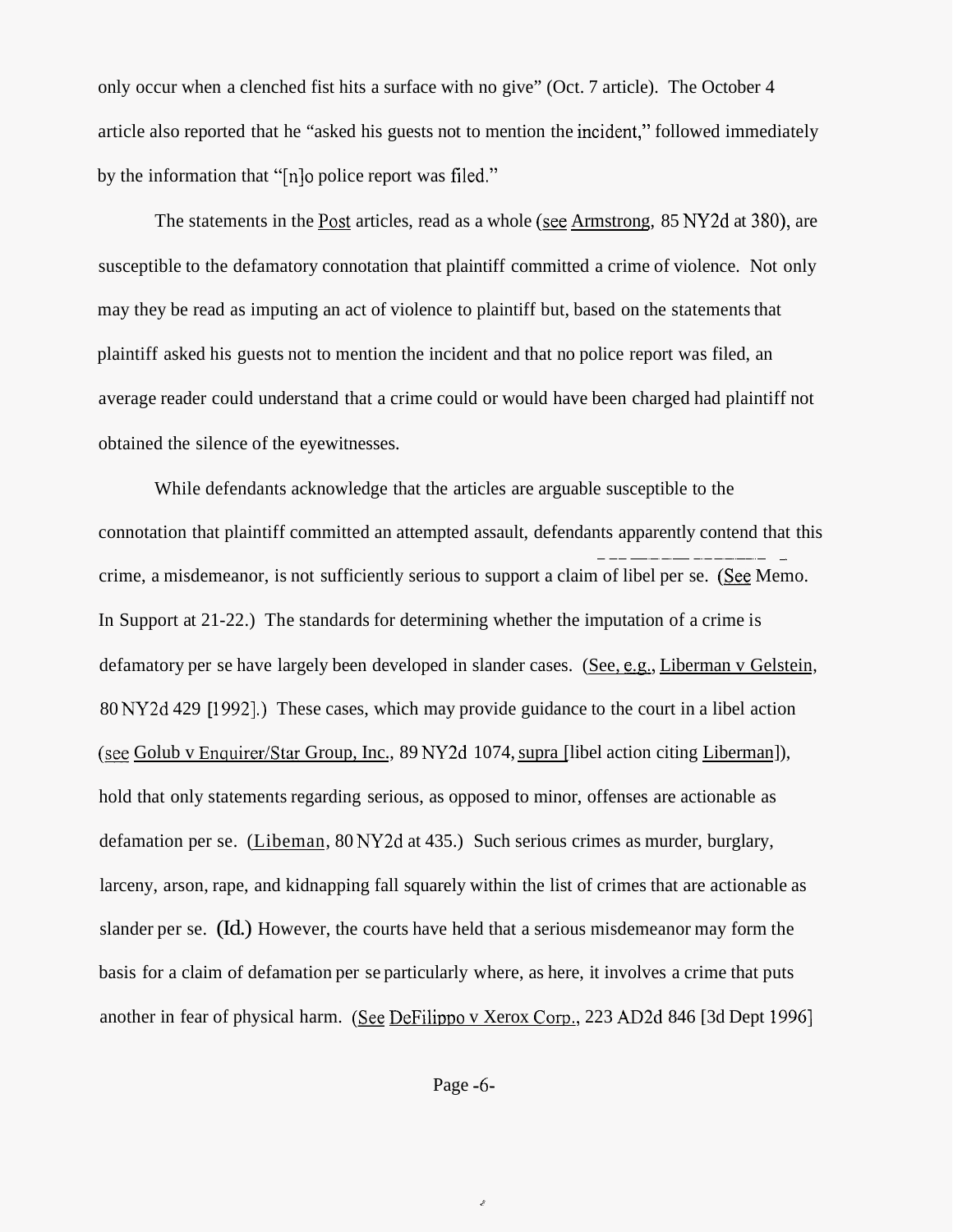only occur when a clenched fist hits a surface with no give" (Oct. 7 article). The October 4 article also reported that he "asked his guests not to mention the incident," followed immediately by the information that "[n]o police report was filed."

The statements in the Post articles, read as a whole (see Armstrong, 85 NY2d at 380), are susceptible to the defamatory connotation that plaintiff committed a crime of violence. Not only may they be read as imputing an act of violence to plaintiff but, based on the statements that plaintiff asked his guests not to mention the incident and that no police report was filed, an average reader could understand that a crime could or would have been charged had plaintiff not obtained the silence of the eyewitnesses.

While defendants acknowledge that the articles are arguable susceptible to the connotation that plaintiff committed an attempted assault, defendants apparently contend that this crime, a misdemeanor, is not sufficiently serious to support a claim of libel per se. (See Memo. In Support at 21-22.) The standards for determining whether the imputation of a crime is defamatory per se have largely been developed in slander cases. (See, e.g., Liberman v Gelstein, 80 NY2d 429 [1992].) These cases, which may provide guidance to the court in a libel action (see Golub v Enquirer/Star Group, Inc., 89 NY2d 1074, supra [libel action citing Liberman]), hold that only statements regarding serious, as opposed to minor, offenses are actionable as defamation per se. (Libeman, 80 NY2d at 435.) Such serious crimes as murder, burglary, larceny, arson, rape, and kidnapping fall squarely within the list of crimes that are actionable as slander per se. (Id.) However, the courts have held that a serious misdemeanor may form the basis for a claim of defamation per se particularly where, as here, it involves a crime that puts another in fear of physical harm. (See DeFilippo v Xerox Corp., 223 AD2d 846 [3d Dept 1996]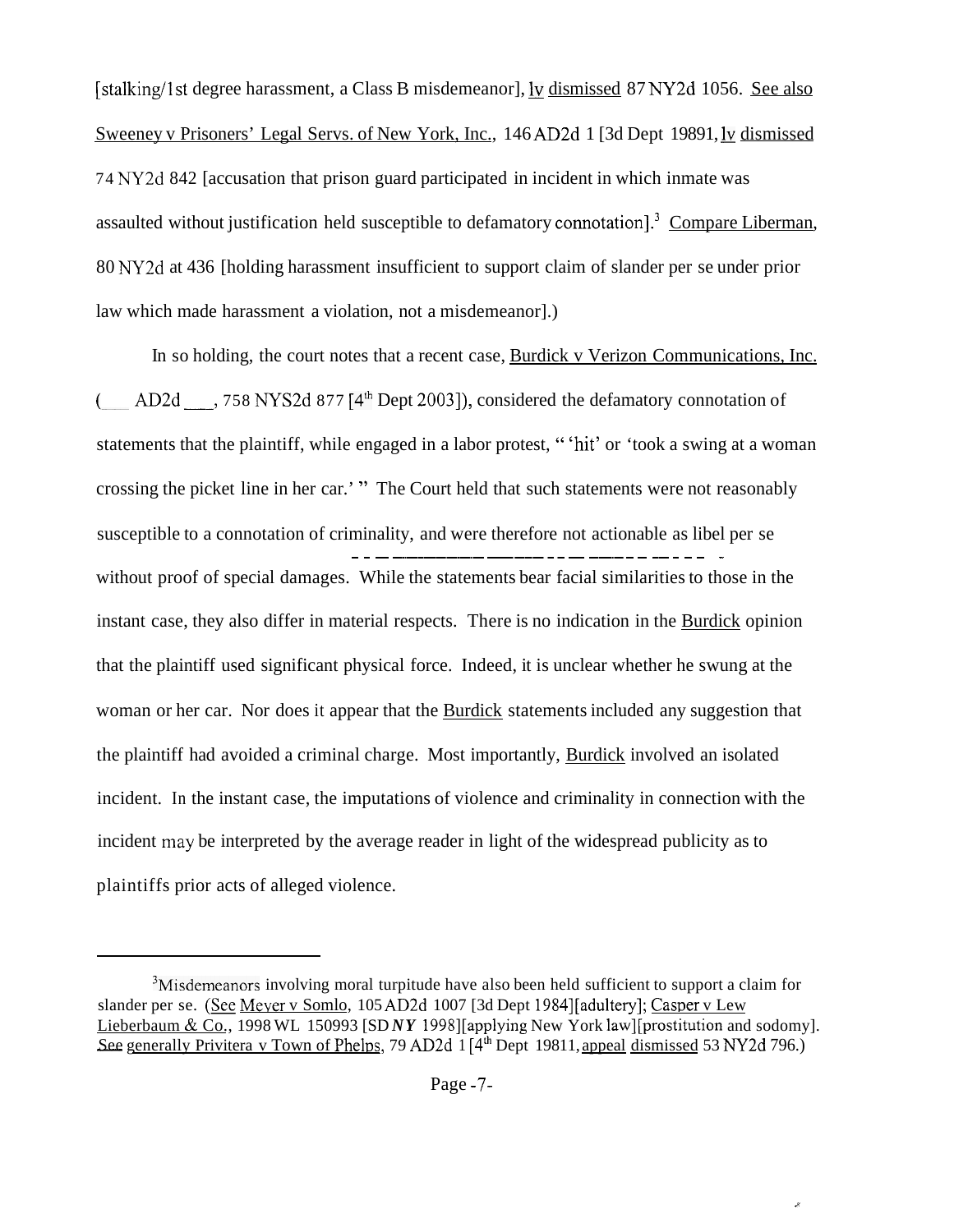[stalking/1st degree harassment, a Class B misdemeanor], lv dismissed 87 NY2d 1056. See also Sweeney v Prisoners' Legal Servs. of New York, Inc., 146 AD2d 1 [3d Dept 19891, lv dismissed 74 NY2d 842 [accusation that prison guard participated in incident in which inmate was assaulted without justification held susceptible to defamatory connotation].[3] Compare Liberman, 80 NY2d at 436 [holding harassment insufficient to support claim of slander per se under prior law which made harassment a violation, not a misdemeanor].)

In so holding, the court notes that a recent case, Burdick v Verizon Communications, Inc. (___ AD2d ___, 758 NYS2d 877 [4th Dept 2003]), considered the defamatory connotation of statements that the plaintiff, while engaged in a labor protest, " 'hit' or 'took a swing at a woman crossing the picket line in her car.' " The Court held that such statements were not reasonably susceptible to a connotation of criminality, and were therefore not actionable as libel per se without proof of special damages. While the statements bear facial similarities to those in the instant case, they also differ in material respects. There is no indication in the Burdick opinion that the plaintiff used significant physical force. Indeed, it is unclear whether he swung at the woman or her car. Nor does it appear that the Burdick statements included any suggestion that the plaintiff had avoided a criminal charge. Most importantly, Burdick involved an isolated incident. In the instant case, the imputations of violence and criminality in connection with the incident may be interpreted by the average reader in light of the widespread publicity as to plaintiffs prior acts of alleged violence.

---

[3] Misdemeanors involving moral turpitude have also been held sufficient to support a claim for slander per se. (See Meyer v Somlo, 105 AD2d 1007 [3d Dept 1984][adultery]; Casper v Lew Lieberbaum & Co., 1998 WL 150993 [SD NY 1998][applying New York law][prostitution and sodomy]. See generally Privitera v Town of Phelps, 79 AD2d 1 [4th Dept 19811, appeal dismissed 53 NY2d 796.)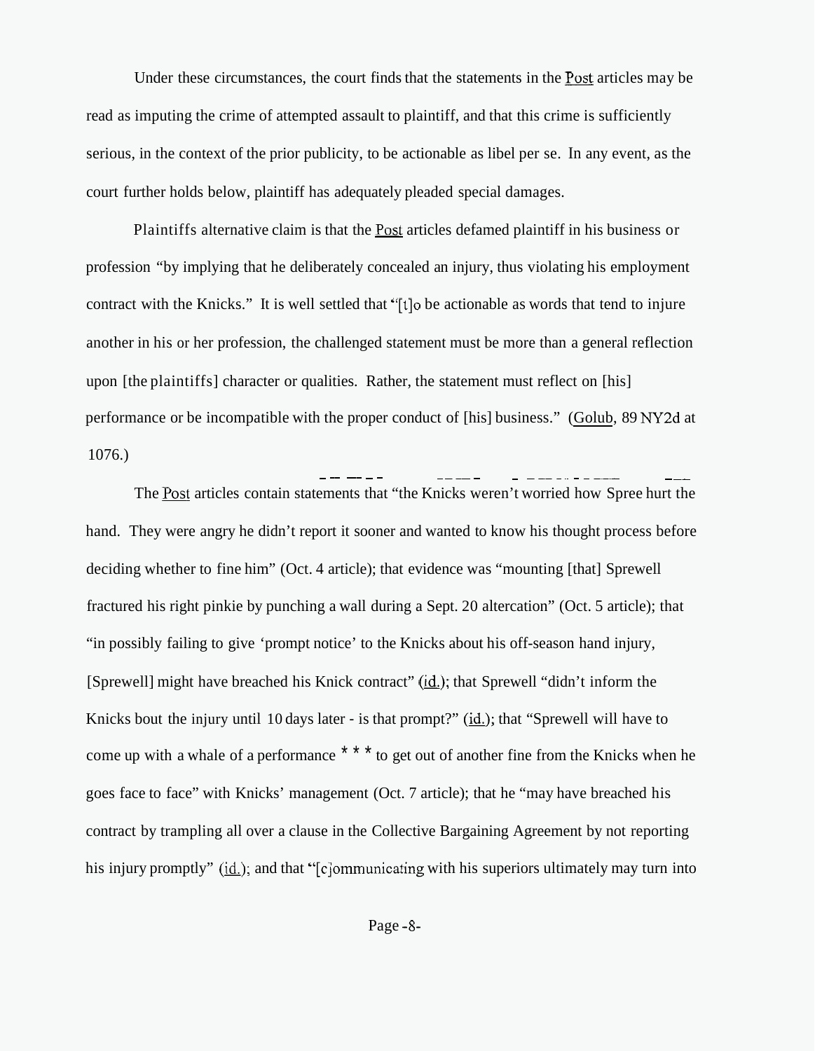Under these circumstances, the court finds that the statements in the Post articles may be read as imputing the crime of attempted assault to plaintiff, and that this crime is sufficiently serious, in the context of the prior publicity, to be actionable as libel per se. In any event, as the court further holds below, plaintiff has adequately pleaded special damages.

Plaintiffs alternative claim is that the Post articles defamed plaintiff in his business or profession "by implying that he deliberately concealed an injury, thus violating his employment contract with the Knicks." It is well settled that "[t]o be actionable as words that tend to injure another in his or her profession, the challenged statement must be more than a general reflection upon [the plaintiffs] character or qualities. Rather, the statement must reflect on [his] performance or be incompatible with the proper conduct of [his] business." (Golub, 89 NY2d at 1076.)

The Post articles contain statements that "the Knicks weren't worried how Spree hurt the hand. They were angry he didn't report it sooner and wanted to know his thought process before deciding whether to fine him" (Oct. 4 article); that evidence was "mounting [that] Sprewell fractured his right pinkie by punching a wall during a Sept. 20 altercation" (Oct. 5 article); that "in possibly failing to give 'prompt notice' to the Knicks about his off-season hand injury, [Sprewell] might have breached his Knick contract" (id.); that Sprewell "didn't inform the Knicks bout the injury until 10 days later - is that prompt?" (id.); that "Sprewell will have to come up with a whale of a performance * * * to get out of another fine from the Knicks when he goes face to face" with Knicks' management (Oct. 7 article); that he "may have breached his contract by trampling all over a clause in the Collective Bargaining Agreement by not reporting his injury promptly" (id.); and that "[c]ommunicating with his superiors ultimately may turn into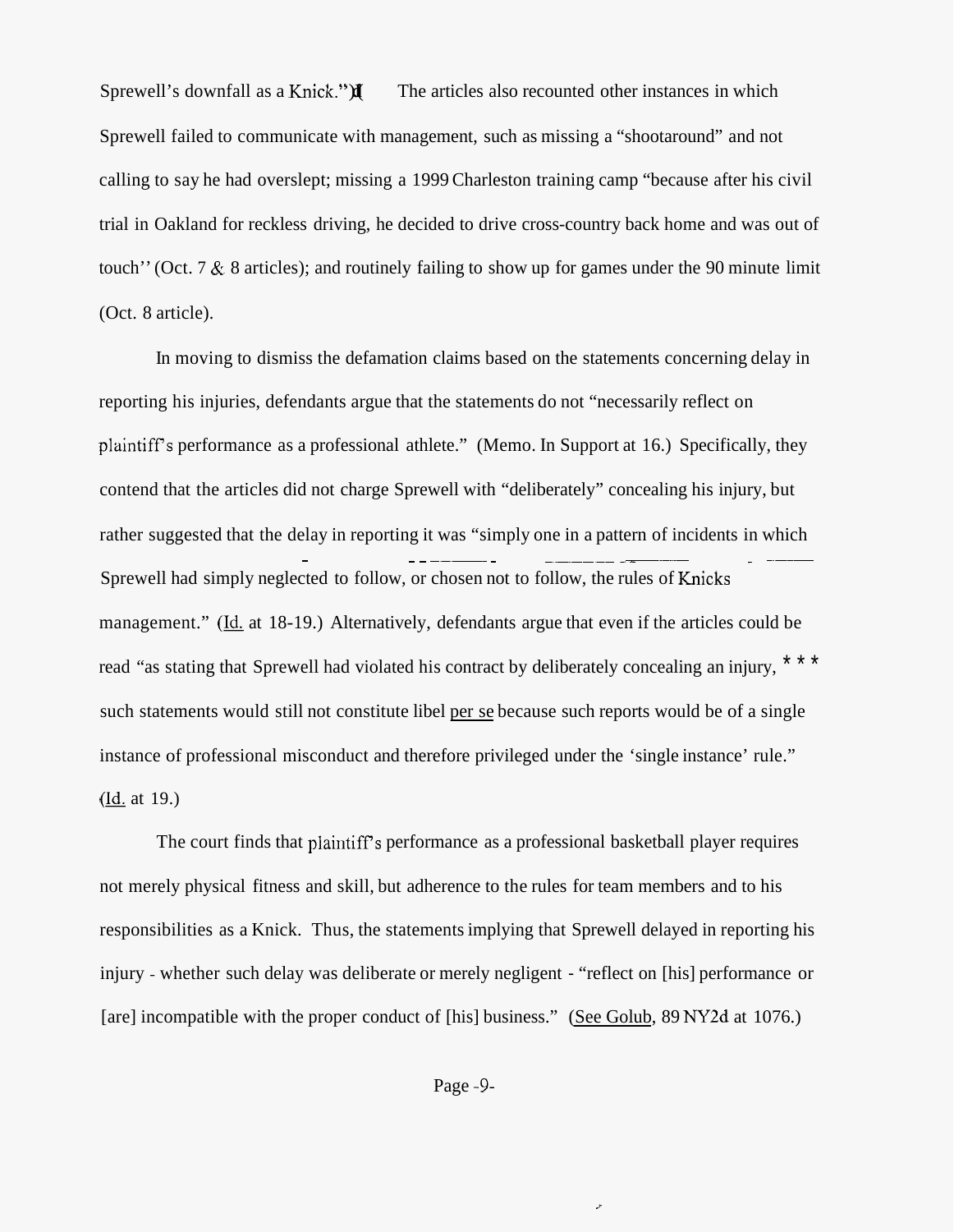Sprewell's downfall as a Knick.") The articles also recounted other instances in which Sprewell failed to communicate with management, such as missing a "shootaround" and not calling to say he had overslept; missing a 1999 Charleston training camp "because after his civil trial in Oakland for reckless driving, he decided to drive cross-country back home and was out of touch'' (Oct. 7 & 8 articles); and routinely failing to show up for games under the 90 minute limit (Oct. 8 article).

In moving to dismiss the defamation claims based on the statements concerning delay in reporting his injuries, defendants argue that the statements do not "necessarily reflect on plaintiff's performance as a professional athlete." (Memo. In Support at 16.) Specifically, they contend that the articles did not charge Sprewell with "deliberately" concealing his injury, but rather suggested that the delay in reporting it was "simply one in a pattern of incidents in which Sprewell had simply neglected to follow, or chosen not to follow, the rules of Knicks management." (Id. at 18-19.) Alternatively, defendants argue that even if the articles could be read "as stating that Sprewell had violated his contract by deliberately concealing an injury, * * * such statements would still not constitute libel per se because such reports would be of a single instance of professional misconduct and therefore privileged under the 'single instance' rule." (Id. at 19.)

The court finds that plaintiff's performance as a professional basketball player requires not merely physical fitness and skill, but adherence to the rules for team members and to his responsibilities as a Knick. Thus, the statements implying that Sprewell delayed in reporting his injury - whether such delay was deliberate or merely negligent - "reflect on [his] performance or [are] incompatible with the proper conduct of [his] business." (See Golub, 89 NY2d at 1076.)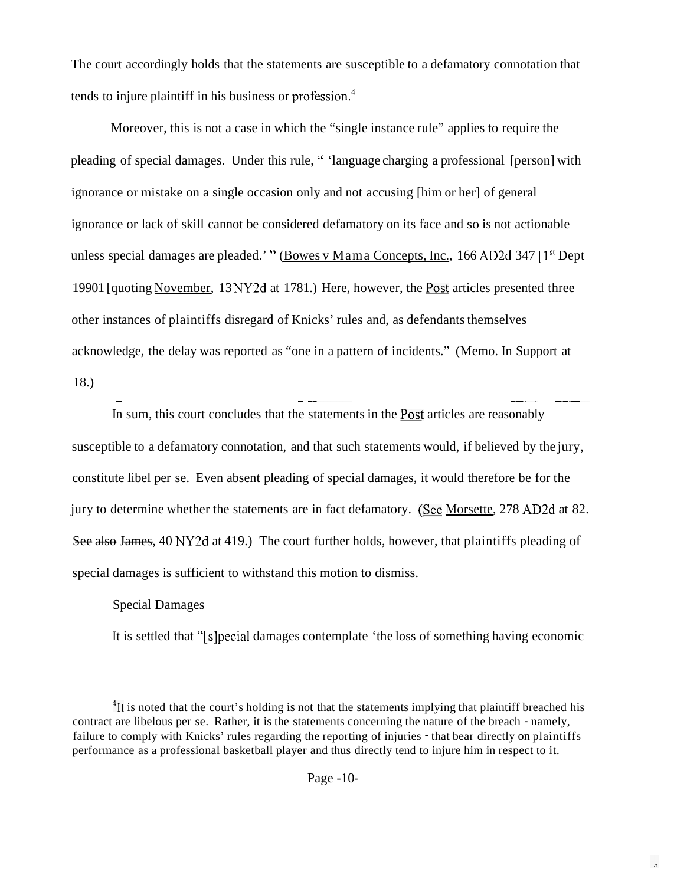The court accordingly holds that the statements are susceptible to a defamatory connotation that tends to injure plaintiff in his business or profession.[4]

Moreover, this is not a case in which the "single instance rule" applies to require the pleading of special damages. Under this rule, " 'language charging a professional [person] with ignorance or mistake on a single occasion only and not accusing [him or her] of general ignorance or lack of skill cannot be considered defamatory on its face and so is not actionable unless special damages are pleaded.' " (Bowes v Mama Concepts, Inc., 166 AD2d 347 [1st Dept 19901 [quoting November, 13 NY2d at 1781.) Here, however, the Post articles presented three other instances of plaintiffs disregard of Knicks' rules and, as defendants themselves acknowledge, the delay was reported as "one in a pattern of incidents." (Memo. In Support at 18.)

In sum, this court concludes that the statements in the Post articles are reasonably susceptible to a defamatory connotation, and that such statements would, if believed by the jury, constitute libel per se. Even absent pleading of special damages, it would therefore be for the jury to determine whether the statements are in fact defamatory. (See Morsette, 278 AD2d at 82. See also James, 40 NY2d at 419.) The court further holds, however, that plaintiffs pleading of special damages is sufficient to withstand this motion to dismiss.

Special Damages

It is settled that "[s]pecial damages contemplate 'the loss of something having economic

---

[4]It is noted that the court's holding is not that the statements implying that plaintiff breached his contract are libelous per se. Rather, it is the statements concerning the nature of the breach - namely, failure to comply with Knicks' rules regarding the reporting of injuries - that bear directly on plaintiffs performance as a professional basketball player and thus directly tend to injure him in respect to it.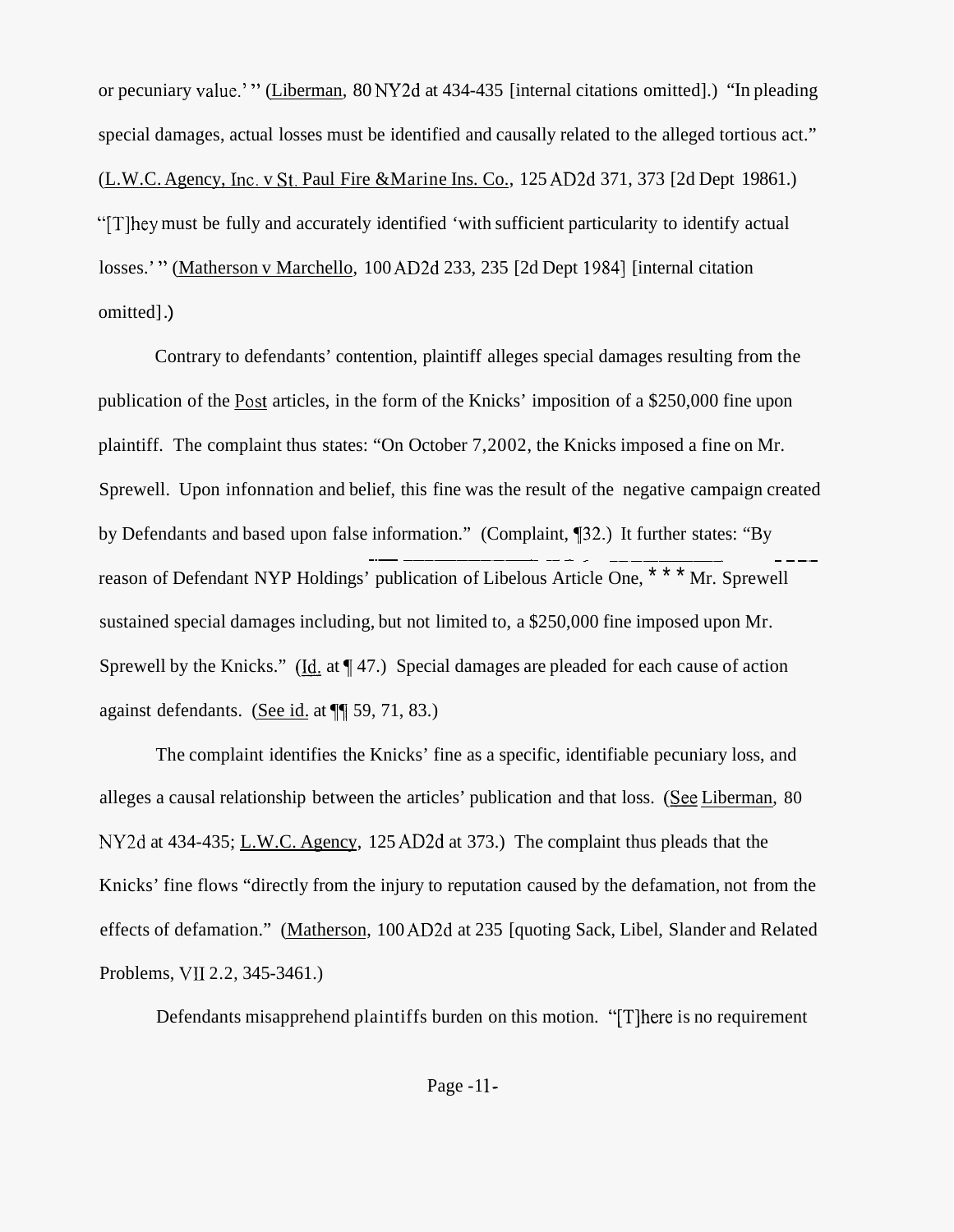or pecuniary value.' " (Liberman, 80 NY2d at 434-435 [internal citations omitted].) "In pleading special damages, actual losses must be identified and causally related to the alleged tortious act." (L.W.C. Agency, Inc. v St. Paul Fire &Marine Ins. Co., 125 AD2d 371, 373 [2d Dept 19861.) "[T]hey must be fully and accurately identified 'with sufficient particularity to identify actual losses.' " (Matherson v Marchello, 100 AD2d 233, 235 [2d Dept 1984] [internal citation omitted].)

Contrary to defendants' contention, plaintiff alleges special damages resulting from the publication of the Post articles, in the form of the Knicks' imposition of a $250,000 fine upon plaintiff. The complaint thus states: "On October 7,2002, the Knicks imposed a fine on Mr. Sprewell. Upon infonnation and belief, this fine was the result of the negative campaign created by Defendants and based upon false information." (Complaint, ¶32.) It further states: "By reason of Defendant NYP Holdings' publication of Libelous Article One, * * * Mr. Sprewell sustained special damages including, but not limited to, a $250,000 fine imposed upon Mr. Sprewell by the Knicks." (Id. at ¶ 47.) Special damages are pleaded for each cause of action against defendants. (See id. at ¶¶ 59, 71, 83.)

The complaint identifies the Knicks' fine as a specific, identifiable pecuniary loss, and alleges a causal relationship between the articles' publication and that loss. (See Liberman, 80 NY2d at 434-435; L.W.C. Agency, 125 AD2d at 373.) The complaint thus pleads that the Knicks' fine flows "directly from the injury to reputation caused by the defamation, not from the effects of defamation." (Matherson, 100 AD2d at 235 [quoting Sack, Libel, Slander and Related Problems, VII 2.2, 345-3461.)

Defendants misapprehend plaintiffs burden on this motion. "[T]here is no requirement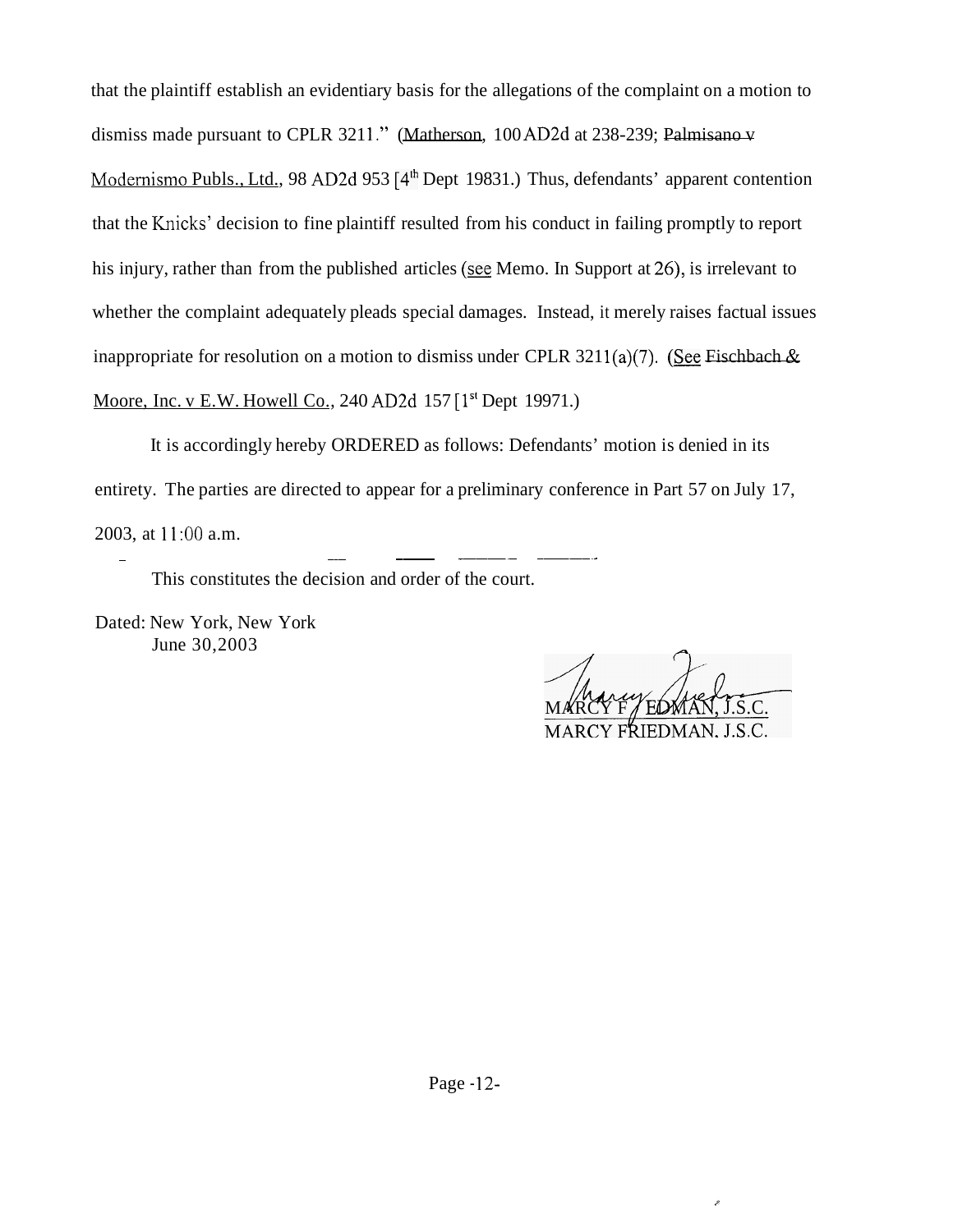that the plaintiff establish an evidentiary basis for the allegations of the complaint on a motion to dismiss made pursuant to CPLR 3211." (Matherson, 100 AD2d at 238-239; Palmisano v Modernismo Publs., Ltd., 98 AD2d 953 [4th Dept 19831.) Thus, defendants' apparent contention that the Knicks' decision to fine plaintiff resulted from his conduct in failing promptly to report his injury, rather than from the published articles (see Memo. In Support at 26), is irrelevant to whether the complaint adequately pleads special damages. Instead, it merely raises factual issues inappropriate for resolution on a motion to dismiss under CPLR 3211(a)(7). (See Fischbach & Moore, Inc. v E.W. Howell Co., 240 AD2d 157 [1st Dept 19971.)

It is accordingly hereby ORDERED as follows: Defendants' motion is denied in its entirety. The parties are directed to appear for a preliminary conference in Part 57 on July 17, 2003, at 11:00 a.m.

This constitutes the decision and order of the court.

Dated: New York, New York
June 30,2003

MARCY FRIEDMAN, J.S.C.